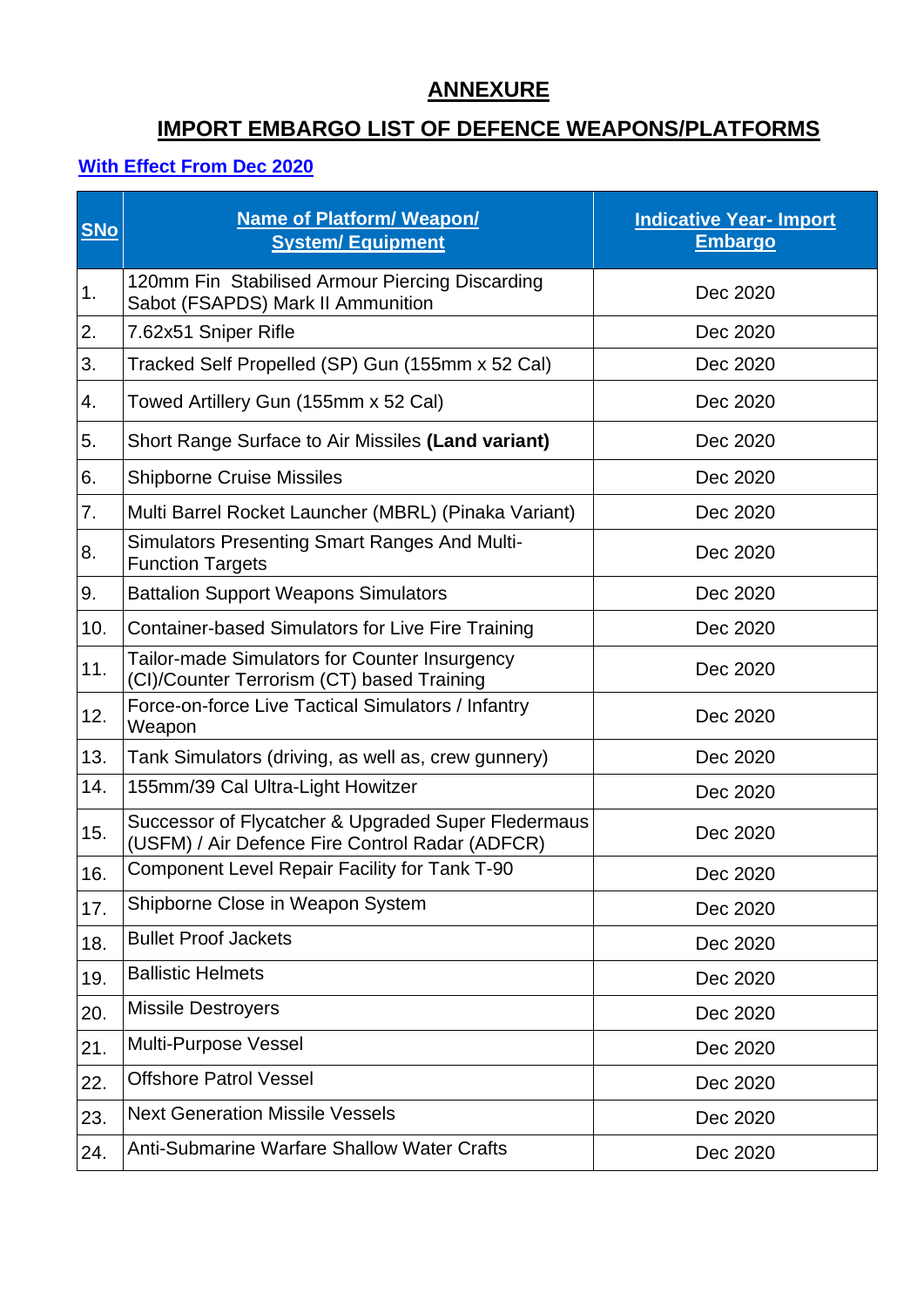# ANNEXURE

## IMPORT EMBARGO LIST OF DEFENCE WEAPONS/PLATFORMS

**With Effect From Dec 2020**

| SNo | Name of Platform/ Weapon/ System/ Equipment | Indicative Year- Import Embargo |
|---|---|---|
| 1. | 120mm Fin Stabilised Armour Piercing Discarding Sabot (FSAPDS) Mark II Ammunition | Dec 2020 |
| 2. | 7.62x51 Sniper Rifle | Dec 2020 |
| 3. | Tracked Self Propelled (SP) Gun (155mm x 52 Cal) | Dec 2020 |
| 4. | Towed Artillery Gun (155mm x 52 Cal) | Dec 2020 |
| 5. | Short Range Surface to Air Missiles **(Land variant)** | Dec 2020 |
| 6. | Shipborne Cruise Missiles | Dec 2020 |
| 7. | Multi Barrel Rocket Launcher (MBRL) (Pinaka Variant) | Dec 2020 |
| 8. | Simulators Presenting Smart Ranges And Multi-Function Targets | Dec 2020 |
| 9. | Battalion Support Weapons Simulators | Dec 2020 |
| 10. | Container-based Simulators for Live Fire Training | Dec 2020 |
| 11. | Tailor-made Simulators for Counter Insurgency (CI)/Counter Terrorism (CT) based Training | Dec 2020 |
| 12. | Force-on-force Live Tactical Simulators / Infantry Weapon | Dec 2020 |
| 13. | Tank Simulators (driving, as well as, crew gunnery) | Dec 2020 |
| 14. | 155mm/39 Cal Ultra-Light Howitzer | Dec 2020 |
| 15. | Successor of Flycatcher & Upgraded Super Fledermaus (USFM) / Air Defence Fire Control Radar (ADFCR) | Dec 2020 |
| 16. | Component Level Repair Facility for Tank T-90 | Dec 2020 |
| 17. | Shipborne Close in Weapon System | Dec 2020 |
| 18. | Bullet Proof Jackets | Dec 2020 |
| 19. | Ballistic Helmets | Dec 2020 |
| 20. | Missile Destroyers | Dec 2020 |
| 21. | Multi-Purpose Vessel | Dec 2020 |
| 22. | Offshore Patrol Vessel | Dec 2020 |
| 23. | Next Generation Missile Vessels | Dec 2020 |
| 24. | Anti-Submarine Warfare Shallow Water Crafts | Dec 2020 |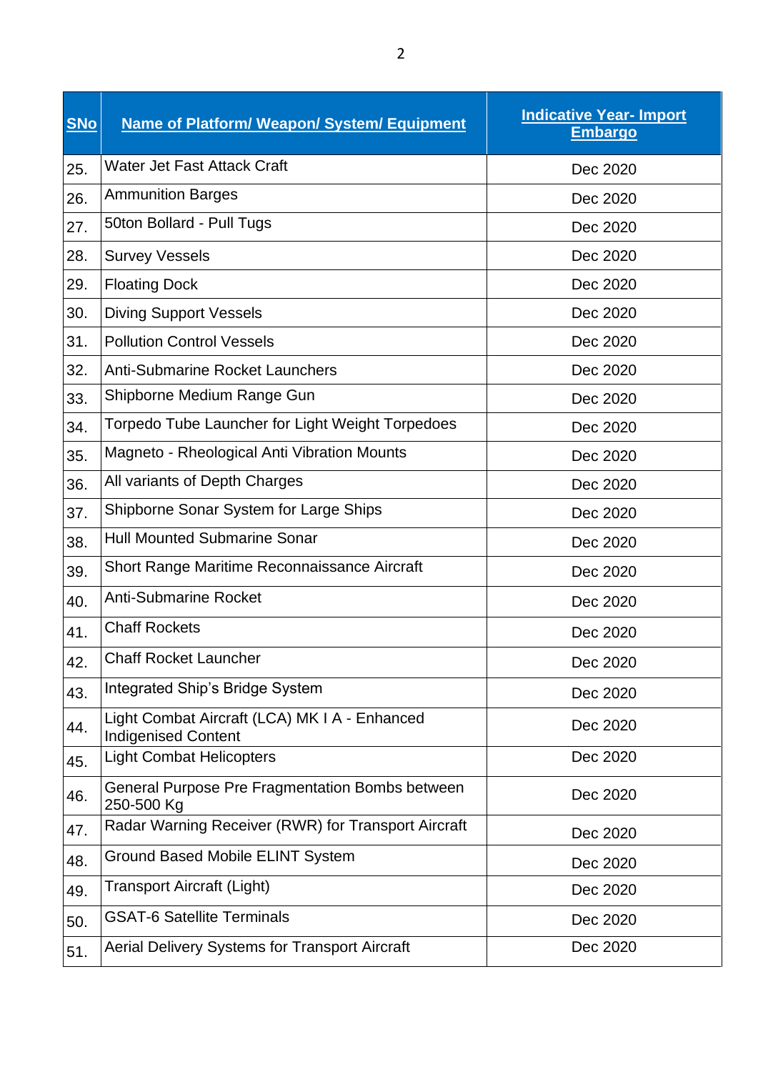| SNo | Name of Platform/ Weapon/ System/ Equipment | Indicative Year- Import Embargo |
|---|---|---|
| 25. | Water Jet Fast Attack Craft | Dec 2020 |
| 26. | Ammunition Barges | Dec 2020 |
| 27. | 50ton Bollard - Pull Tugs | Dec 2020 |
| 28. | Survey Vessels | Dec 2020 |
| 29. | Floating Dock | Dec 2020 |
| 30. | Diving Support Vessels | Dec 2020 |
| 31. | Pollution Control Vessels | Dec 2020 |
| 32. | Anti-Submarine Rocket Launchers | Dec 2020 |
| 33. | Shipborne Medium Range Gun | Dec 2020 |
| 34. | Torpedo Tube Launcher for Light Weight Torpedoes | Dec 2020 |
| 35. | Magneto - Rheological Anti Vibration Mounts | Dec 2020 |
| 36. | All variants of Depth Charges | Dec 2020 |
| 37. | Shipborne Sonar System for Large Ships | Dec 2020 |
| 38. | Hull Mounted Submarine Sonar | Dec 2020 |
| 39. | Short Range Maritime Reconnaissance Aircraft | Dec 2020 |
| 40. | Anti-Submarine Rocket | Dec 2020 |
| 41. | Chaff Rockets | Dec 2020 |
| 42. | Chaff Rocket Launcher | Dec 2020 |
| 43. | Integrated Ship's Bridge System | Dec 2020 |
| 44. | Light Combat Aircraft (LCA) MK I A - Enhanced Indigenised Content | Dec 2020 |
| 45. | Light Combat Helicopters | Dec 2020 |
| 46. | General Purpose Pre Fragmentation Bombs between 250-500 Kg | Dec 2020 |
| 47. | Radar Warning Receiver (RWR) for Transport Aircraft | Dec 2020 |
| 48. | Ground Based Mobile ELINT System | Dec 2020 |
| 49. | Transport Aircraft (Light) | Dec 2020 |
| 50. | GSAT-6 Satellite Terminals | Dec 2020 |
| 51. | Aerial Delivery Systems for Transport Aircraft | Dec 2020 |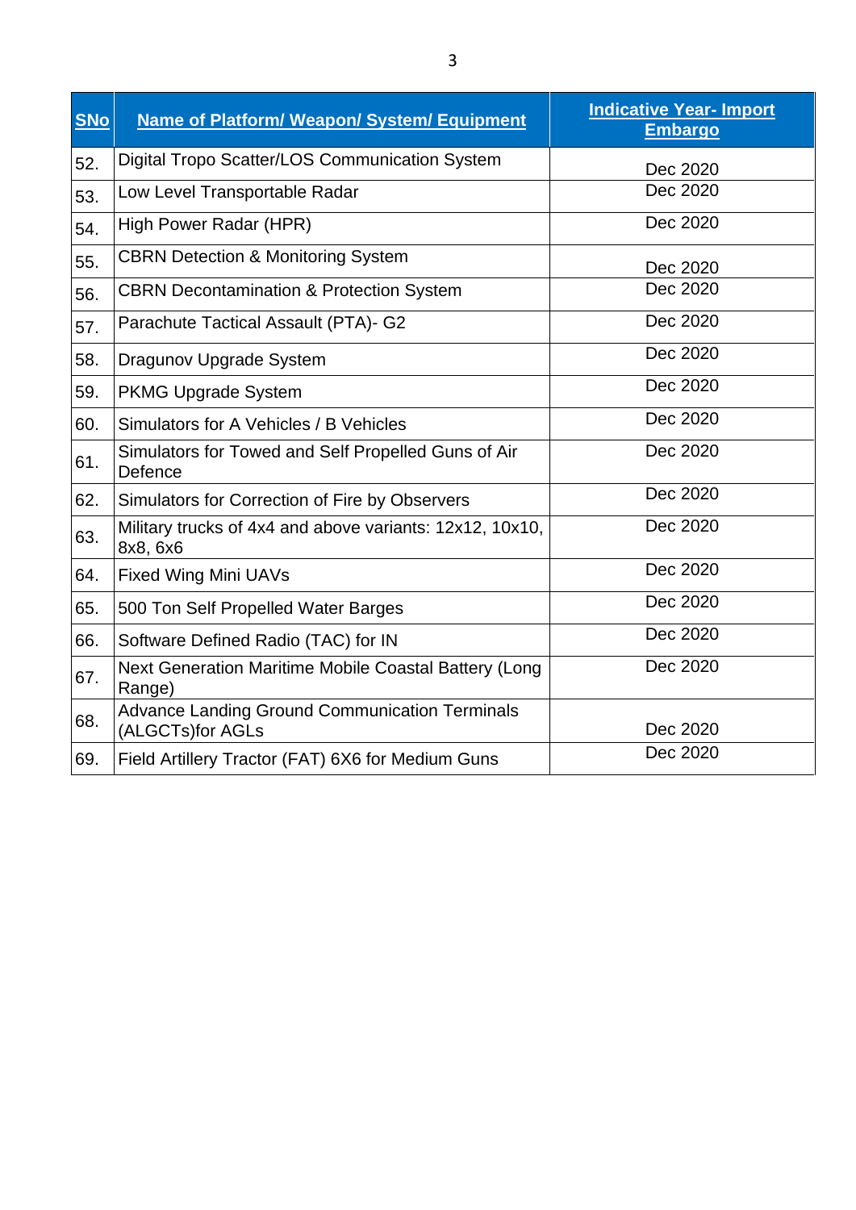| SNo | Name of Platform/ Weapon/ System/ Equipment | Indicative Year- Import Embargo |
|---|---|---|
| 52. | Digital Tropo Scatter/LOS Communication System | Dec 2020 |
| 53. | Low Level Transportable Radar | Dec 2020 |
| 54. | High Power Radar (HPR) | Dec 2020 |
| 55. | CBRN Detection & Monitoring System | Dec 2020 |
| 56. | CBRN Decontamination & Protection System | Dec 2020 |
| 57. | Parachute Tactical Assault (PTA)- G2 | Dec 2020 |
| 58. | Dragunov Upgrade System | Dec 2020 |
| 59. | PKMG Upgrade System | Dec 2020 |
| 60. | Simulators for A Vehicles / B Vehicles | Dec 2020 |
| 61. | Simulators for Towed and Self Propelled Guns of Air Defence | Dec 2020 |
| 62. | Simulators for Correction of Fire by Observers | Dec 2020 |
| 63. | Military trucks of 4x4 and above variants: 12x12, 10x10, 8x8, 6x6 | Dec 2020 |
| 64. | Fixed Wing Mini UAVs | Dec 2020 |
| 65. | 500 Ton Self Propelled Water Barges | Dec 2020 |
| 66. | Software Defined Radio (TAC) for IN | Dec 2020 |
| 67. | Next Generation Maritime Mobile Coastal Battery (Long Range) | Dec 2020 |
| 68. | Advance Landing Ground Communication Terminals (ALGCTs)for AGLs | Dec 2020 |
| 69. | Field Artillery Tractor (FAT) 6X6 for Medium Guns | Dec 2020 |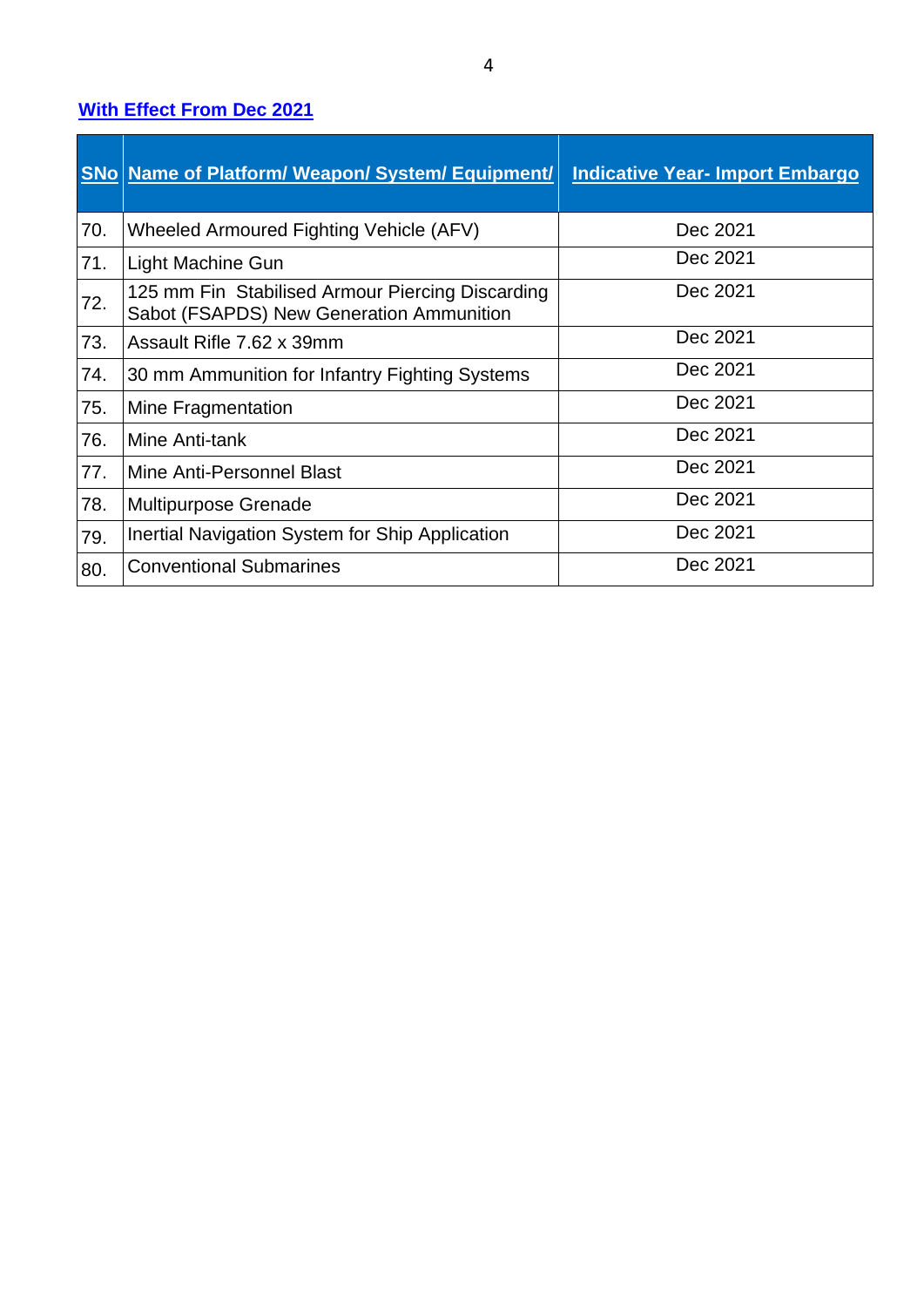## With Effect From Dec 2021

| SNo | Name of Platform/ Weapon/ System/ Equipment/ | Indicative Year- Import Embargo |
|---|---|---|
| 70. | Wheeled Armoured Fighting Vehicle (AFV) | Dec 2021 |
| 71. | Light Machine Gun | Dec 2021 |
| 72. | 125 mm Fin Stabilised Armour Piercing Discarding Sabot (FSAPDS) New Generation Ammunition | Dec 2021 |
| 73. | Assault Rifle 7.62 x 39mm | Dec 2021 |
| 74. | 30 mm Ammunition for Infantry Fighting Systems | Dec 2021 |
| 75. | Mine Fragmentation | Dec 2021 |
| 76. | Mine Anti-tank | Dec 2021 |
| 77. | Mine Anti-Personnel Blast | Dec 2021 |
| 78. | Multipurpose Grenade | Dec 2021 |
| 79. | Inertial Navigation System for Ship Application | Dec 2021 |
| 80. | Conventional Submarines | Dec 2021 |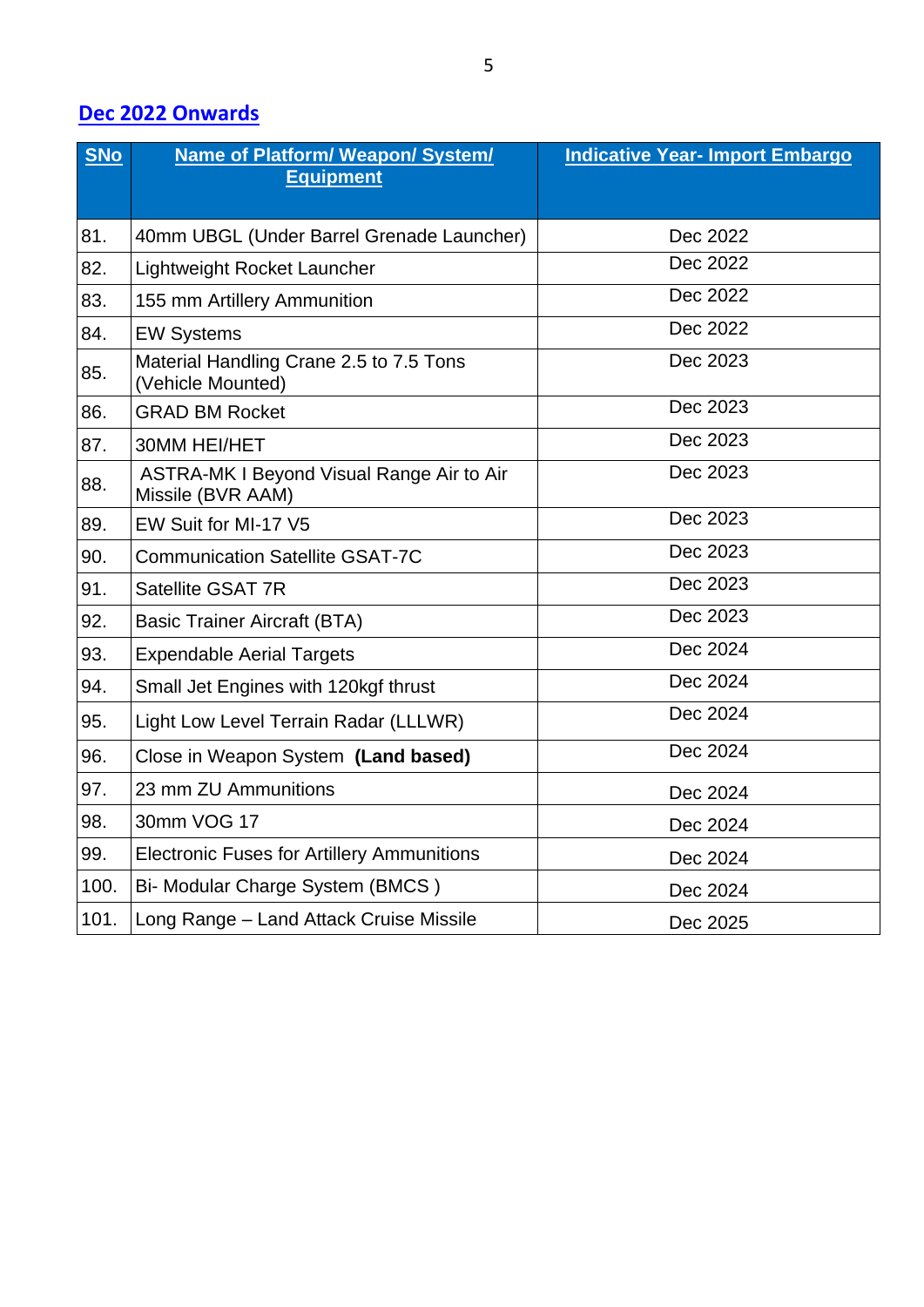## Dec 2022 Onwards

| SNo | Name of Platform/ Weapon/ System/ Equipment | Indicative Year- Import Embargo |
|---|---|---|
| 81. | 40mm UBGL (Under Barrel Grenade Launcher) | Dec 2022 |
| 82. | Lightweight Rocket Launcher | Dec 2022 |
| 83. | 155 mm Artillery Ammunition | Dec 2022 |
| 84. | EW Systems | Dec 2022 |
| 85. | Material Handling Crane 2.5 to 7.5 Tons (Vehicle Mounted) | Dec 2023 |
| 86. | GRAD BM Rocket | Dec 2023 |
| 87. | 30MM HEI/HET | Dec 2023 |
| 88. | ASTRA-MK I Beyond Visual Range Air to Air Missile (BVR AAM) | Dec 2023 |
| 89. | EW Suit for MI-17 V5 | Dec 2023 |
| 90. | Communication Satellite GSAT-7C | Dec 2023 |
| 91. | Satellite GSAT 7R | Dec 2023 |
| 92. | Basic Trainer Aircraft (BTA) | Dec 2023 |
| 93. | Expendable Aerial Targets | Dec 2024 |
| 94. | Small Jet Engines with 120kgf thrust | Dec 2024 |
| 95. | Light Low Level Terrain Radar (LLLWR) | Dec 2024 |
| 96. | Close in Weapon System **(Land based)** | Dec 2024 |
| 97. | 23 mm ZU Ammunitions | Dec 2024 |
| 98. | 30mm VOG 17 | Dec 2024 |
| 99. | Electronic Fuses for Artillery Ammunitions | Dec 2024 |
| 100. | Bi- Modular Charge System (BMCS ) | Dec 2024 |
| 101. | Long Range – Land Attack Cruise Missile | Dec 2025 |